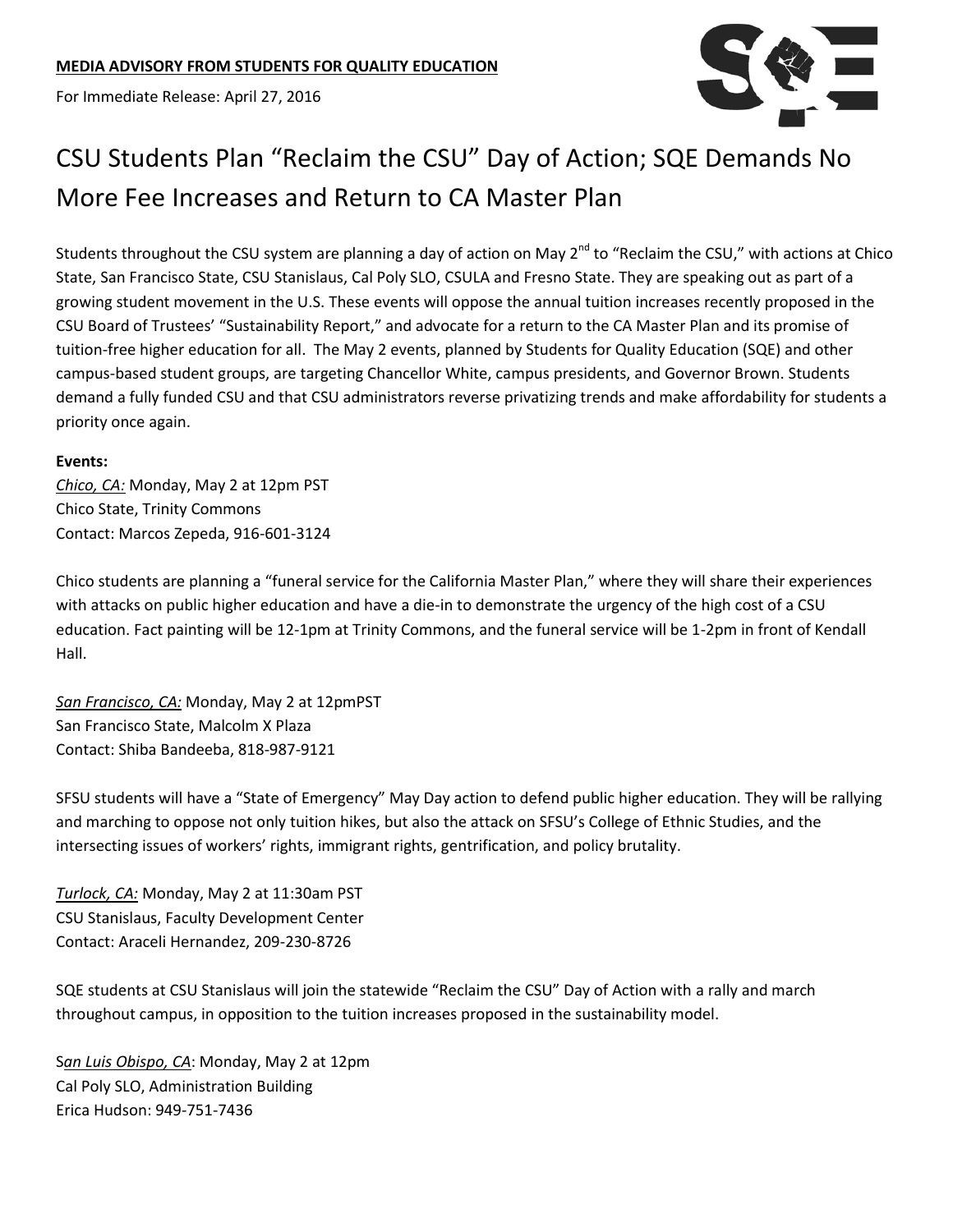**MEDIA ADVISORY FROM STUDENTS FOR QUALITY EDUCATION**

For Immediate Release: April 27, 2016

# CSU Students Plan "Reclaim the CSU" Day of Action; SQE Demands No More Fee Increases and Return to CA Master Plan

Students throughout the CSU system are planning a day of action on May 2nd to "Reclaim the CSU," with actions at Chico State, San Francisco State, CSU Stanislaus, Cal Poly SLO, CSULA and Fresno State. They are speaking out as part of a growing student movement in the U.S. These events will oppose the annual tuition increases recently proposed in the CSU Board of Trustees' "Sustainability Report," and advocate for a return to the CA Master Plan and its promise of tuition-free higher education for all. The May 2 events, planned by Students for Quality Education (SQE) and other campus-based student groups, are targeting Chancellor White, campus presidents, and Governor Brown. Students demand a fully funded CSU and that CSU administrators reverse privatizing trends and make affordability for students a priority once again.

**Events:**

*Chico, CA:* Monday, May 2 at 12pm PST
Chico State, Trinity Commons
Contact: Marcos Zepeda, 916-601-3124

Chico students are planning a "funeral service for the California Master Plan," where they will share their experiences with attacks on public higher education and have a die-in to demonstrate the urgency of the high cost of a CSU education. Fact painting will be 12-1pm at Trinity Commons, and the funeral service will be 1-2pm in front of Kendall Hall.

*San Francisco, CA:* Monday, May 2 at 12pmPST
San Francisco State, Malcolm X Plaza
Contact: Shiba Bandeeba, 818-987-9121

SFSU students will have a "State of Emergency" May Day action to defend public higher education. They will be rallying and marching to oppose not only tuition hikes, but also the attack on SFSU's College of Ethnic Studies, and the intersecting issues of workers' rights, immigrant rights, gentrification, and policy brutality.

*Turlock, CA:* Monday, May 2 at 11:30am PST
CSU Stanislaus, Faculty Development Center
Contact: Araceli Hernandez, 209-230-8726

SQE students at CSU Stanislaus will join the statewide "Reclaim the CSU" Day of Action with a rally and march throughout campus, in opposition to the tuition increases proposed in the sustainability model.

S*an Luis Obispo, CA*: Monday, May 2 at 12pm
Cal Poly SLO, Administration Building
Erica Hudson: 949-751-7436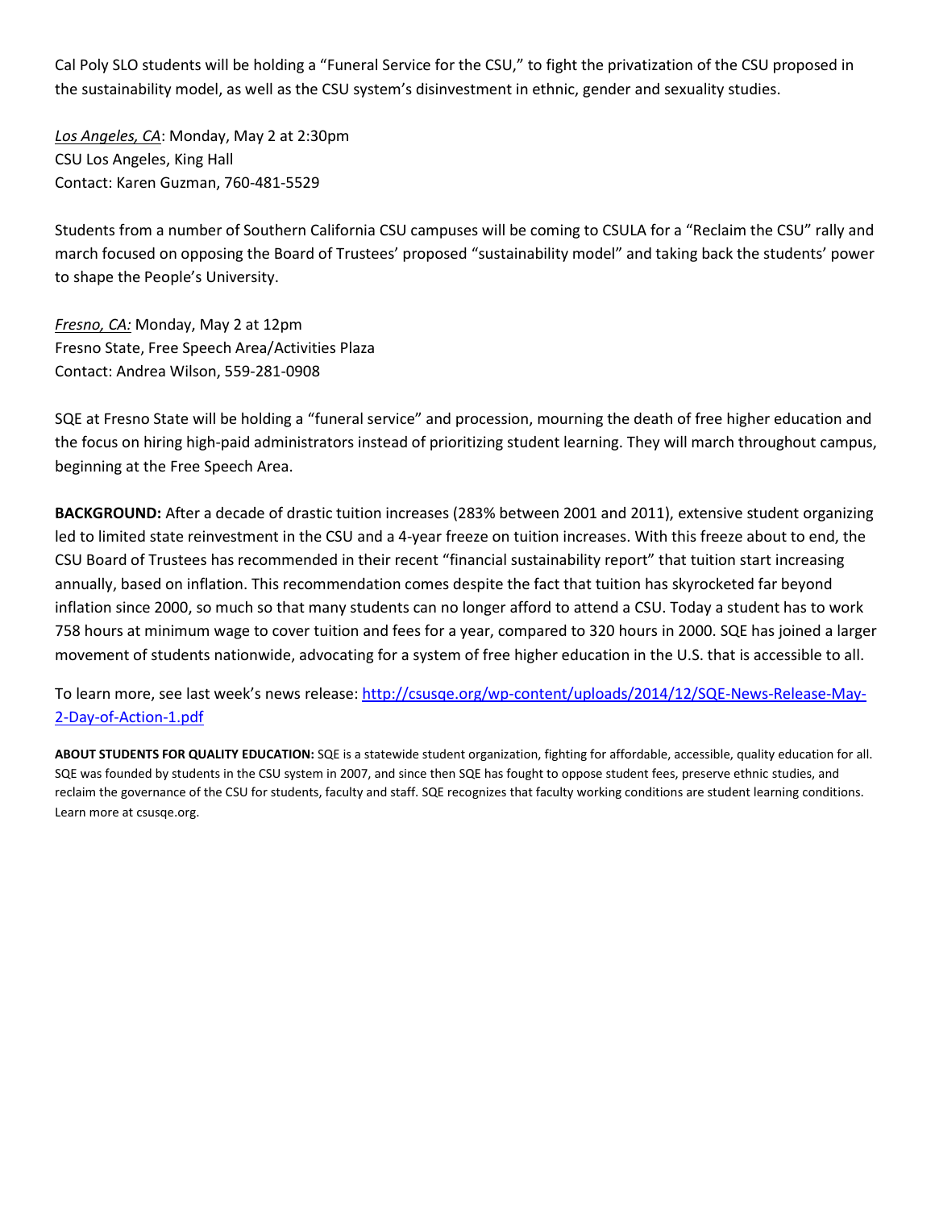Cal Poly SLO students will be holding a "Funeral Service for the CSU," to fight the privatization of the CSU proposed in the sustainability model, as well as the CSU system's disinvestment in ethnic, gender and sexuality studies.

*Los Angeles, CA*: Monday, May 2 at 2:30pm
CSU Los Angeles, King Hall
Contact: Karen Guzman, 760-481-5529

Students from a number of Southern California CSU campuses will be coming to CSULA for a "Reclaim the CSU" rally and march focused on opposing the Board of Trustees' proposed "sustainability model" and taking back the students' power to shape the People's University.

*Fresno, CA:* Monday, May 2 at 12pm
Fresno State, Free Speech Area/Activities Plaza
Contact: Andrea Wilson, 559-281-0908

SQE at Fresno State will be holding a "funeral service" and procession, mourning the death of free higher education and the focus on hiring high-paid administrators instead of prioritizing student learning. They will march throughout campus, beginning at the Free Speech Area.

**BACKGROUND:** After a decade of drastic tuition increases (283% between 2001 and 2011), extensive student organizing led to limited state reinvestment in the CSU and a 4-year freeze on tuition increases. With this freeze about to end, the CSU Board of Trustees has recommended in their recent "financial sustainability report" that tuition start increasing annually, based on inflation. This recommendation comes despite the fact that tuition has skyrocketed far beyond inflation since 2000, so much so that many students can no longer afford to attend a CSU. Today a student has to work 758 hours at minimum wage to cover tuition and fees for a year, compared to 320 hours in 2000. SQE has joined a larger movement of students nationwide, advocating for a system of free higher education in the U.S. that is accessible to all.

To learn more, see last week's news release: http://csusqe.org/wp-content/uploads/2014/12/SQE-News-Release-May-2-Day-of-Action-1.pdf

**ABOUT STUDENTS FOR QUALITY EDUCATION:** SQE is a statewide student organization, fighting for affordable, accessible, quality education for all. SQE was founded by students in the CSU system in 2007, and since then SQE has fought to oppose student fees, preserve ethnic studies, and reclaim the governance of the CSU for students, faculty and staff. SQE recognizes that faculty working conditions are student learning conditions. Learn more at csusqe.org.